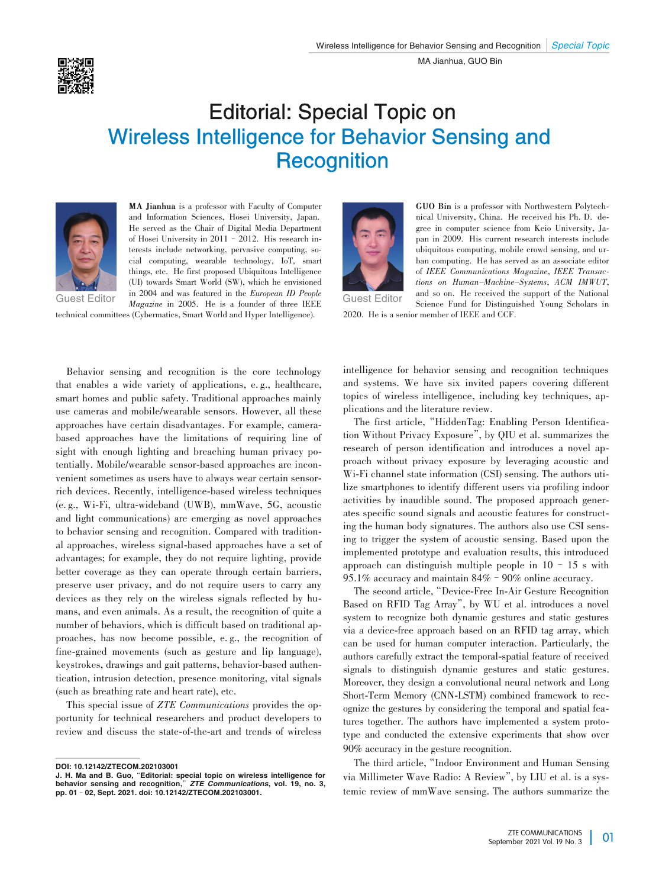# Editorial: Special Topic on Wireless Intelligence for Behavior Sensing and Recognition

MA Jianhua, GUO Bin

Guest Editor

**MA Jianhua** is a professor with Faculty of Computer and Information Sciences, Hosei University, Japan. He served as the Chair of Digital Media Department of Hosei University in 2011 – 2012. His research interests include networking, pervasive computing, social computing, wearable technology, IoT, smart things, etc. He first proposed Ubiquitous Intelligence (UI) towards Smart World (SW), which he envisioned in 2004 and was featured in the *European ID People Magazine* in 2005. He is a founder of three IEEE technical committees (Cybermatics, Smart World and Hyper Intelligence).

Guest Editor

**GUO Bin** is a professor with Northwestern Polytechnical University, China. He received his Ph. D. degree in computer science from Keio University, Japan in 2009. His current research interests include ubiquitous computing, mobile crowd sensing, and urban computing. He has served as an associate editor of *IEEE Communications Magazine*, *IEEE Transactions on Human-Machine-Systems*, *ACM IMWUT*, and so on. He received the support of the National Science Fund for Distinguished Young Scholars in 2020. He is a senior member of IEEE and CCF.

Behavior sensing and recognition is the core technology that enables a wide variety of applications, e. g., healthcare, smart homes and public safety. Traditional approaches mainly use cameras and mobile/wearable sensors. However, all these approaches have certain disadvantages. For example, camera-based approaches have the limitations of requiring line of sight with enough lighting and breaching human privacy potentially. Mobile/wearable sensor-based approaches are inconvenient sometimes as users have to always wear certain sensor-rich devices. Recently, intelligence-based wireless techniques (e. g., Wi-Fi, ultra-wideband (UWB), mmWave, 5G, acoustic and light communications) are emerging as novel approaches to behavior sensing and recognition. Compared with traditional approaches, wireless signal-based approaches have a set of advantages; for example, they do not require lighting, provide better coverage as they can operate through certain barriers, preserve user privacy, and do not require users to carry any devices as they rely on the wireless signals reflected by humans, and even animals. As a result, the recognition of quite a number of behaviors, which is difficult based on traditional approaches, has now become possible, e. g., the recognition of fine-grained movements (such as gesture and lip language), keystrokes, drawings and gait patterns, behavior-based authentication, intrusion detection, presence monitoring, vital signals (such as breathing rate and heart rate), etc.

This special issue of *ZTE Communications* provides the opportunity for technical researchers and product developers to review and discuss the state-of-the-art and trends of wireless intelligence for behavior sensing and recognition techniques and systems. We have six invited papers covering different topics of wireless intelligence, including key techniques, applications and the literature review.

The first article, "HiddenTag: Enabling Person Identification Without Privacy Exposure", by QIU et al. summarizes the research of person identification and introduces a novel approach without privacy exposure by leveraging acoustic and Wi-Fi channel state information (CSI) sensing. The authors utilize smartphones to identify different users via profiling indoor activities by inaudible sound. The proposed approach generates specific sound signals and acoustic features for constructing the human body signatures. The authors also use CSI sensing to trigger the system of acoustic sensing. Based upon the implemented prototype and evaluation results, this introduced approach can distinguish multiple people in 10 – 15 s with 95.1% accuracy and maintain 84% – 90% online accuracy.

The second article, "Device-Free In-Air Gesture Recognition Based on RFID Tag Array", by WU et al. introduces a novel system to recognize both dynamic gestures and static gestures via a device-free approach based on an RFID tag array, which can be used for human computer interaction. Particularly, the authors carefully extract the temporal-spatial feature of received signals to distinguish dynamic gestures and static gestures. Moreover, they design a convolutional neural network and Long Short-Term Memory (CNN-LSTM) combined framework to recognize the gestures by considering the temporal and spatial features together. The authors have implemented a system prototype and conducted the extensive experiments that show over 90% accuracy in the gesture recognition.

The third article, "Indoor Environment and Human Sensing via Millimeter Wave Radio: A Review", by LIU et al. is a systemic review of mmWave sensing. The authors summarize the

DOI: 10.12142/ZTECOM.202103001

J. H. Ma and B. Guo, "Editorial: special topic on wireless intelligence for behavior sensing and recognition," *ZTE Communications*, vol. 19, no. 3, pp. 01 – 02, Sept. 2021. doi: 10.12142/ZTECOM.202103001.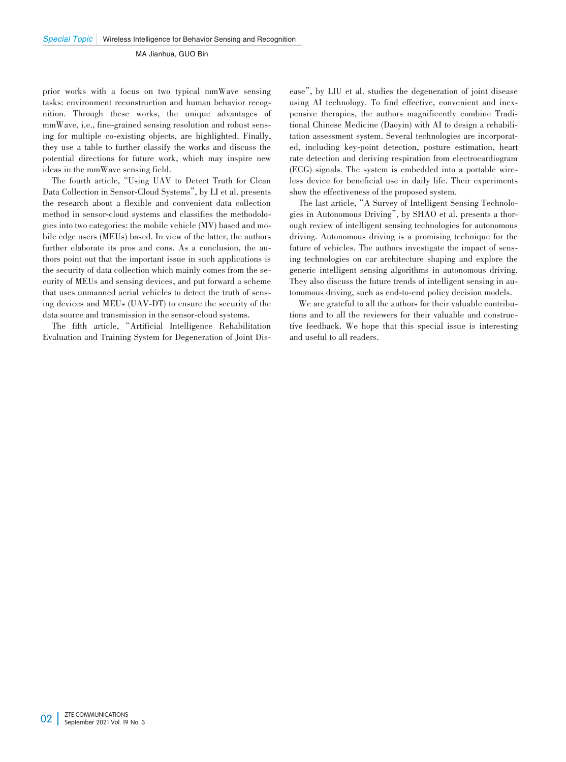prior works with a focus on two typical mmWave sensing tasks: environment reconstruction and human behavior recognition. Through these works, the unique advantages of mmWave, i.e., fine-grained sensing resolution and robust sensing for multiple co-existing objects, are highlighted. Finally, they use a table to further classify the works and discuss the potential directions for future work, which may inspire new ideas in the mmWave sensing field.

The fourth article, "Using UAV to Detect Truth for Clean Data Collection in Sensor-Cloud Systems", by LI et al. presents the research about a flexible and convenient data collection method in sensor-cloud systems and classifies the methodologies into two categories: the mobile vehicle (MV) based and mobile edge users (MEUs) based. In view of the latter, the authors further elaborate its pros and cons. As a conclusion, the authors point out that the important issue in such applications is the security of data collection which mainly comes from the security of MEUs and sensing devices, and put forward a scheme that uses unmanned aerial vehicles to detect the truth of sensing devices and MEUs (UAV-DT) to ensure the security of the data source and transmission in the sensor-cloud systems.

The fifth article, "Artificial Intelligence Rehabilitation Evaluation and Training System for Degeneration of Joint Disease", by LIU et al. studies the degeneration of joint disease using AI technology. To find effective, convenient and inexpensive therapies, the authors magnificently combine Traditional Chinese Medicine (Daoyin) with AI to design a rehabilitation assessment system. Several technologies are incorporated, including key-point detection, posture estimation, heart rate detection and deriving respiration from electrocardiogram (ECG) signals. The system is embedded into a portable wireless device for beneficial use in daily life. Their experiments show the effectiveness of the proposed system.

The last article, "A Survey of Intelligent Sensing Technologies in Autonomous Driving", by SHAO et al. presents a thorough review of intelligent sensing technologies for autonomous driving. Autonomous driving is a promising technique for the future of vehicles. The authors investigate the impact of sensing technologies on car architecture shaping and explore the generic intelligent sensing algorithms in autonomous driving. They also discuss the future trends of intelligent sensing in autonomous driving, such as end-to-end policy decision models.

We are grateful to all the authors for their valuable contributions and to all the reviewers for their valuable and constructive feedback. We hope that this special issue is interesting and useful to all readers.